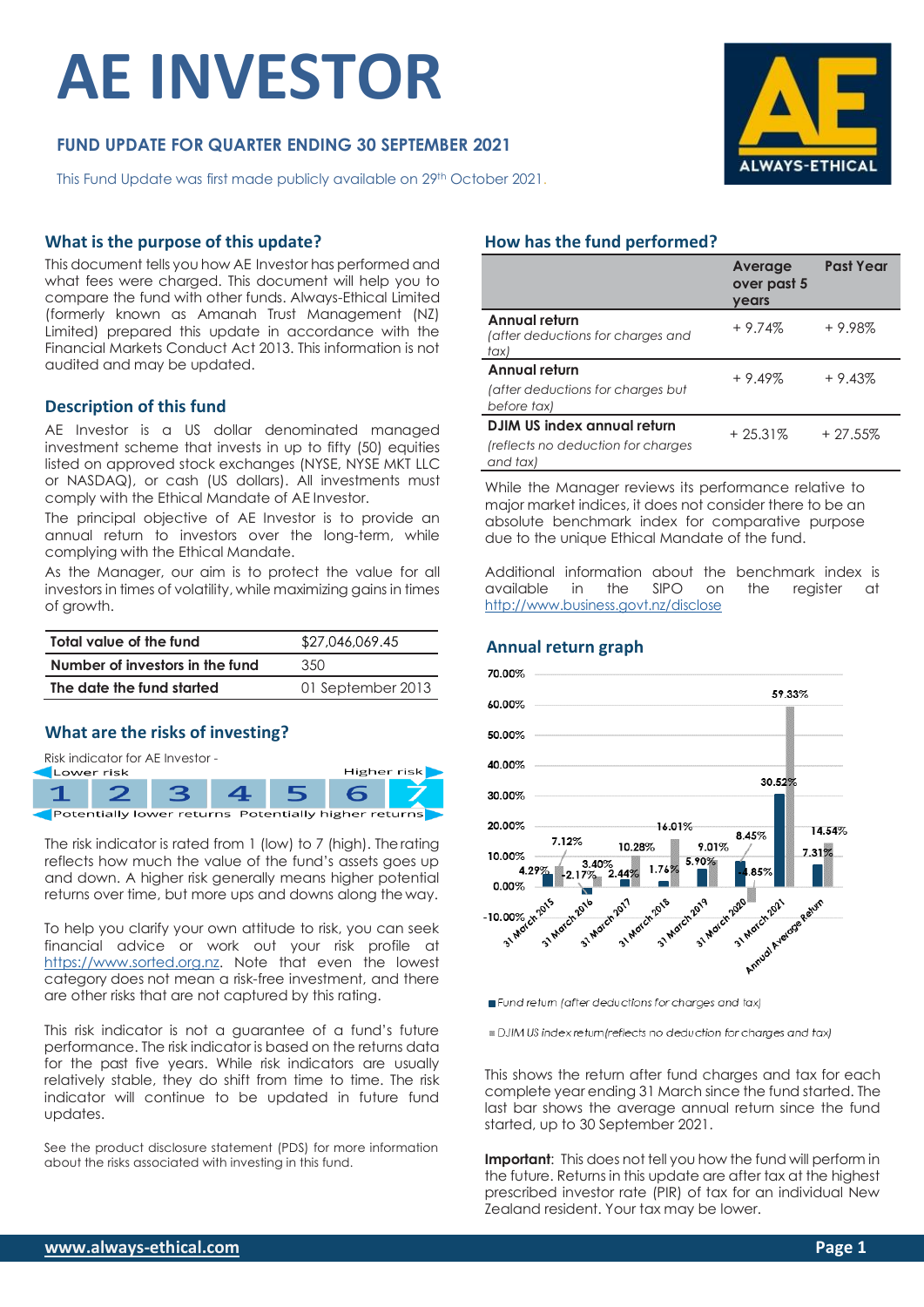# AE INVESTOR

## FUND UPDATE FOR QUARTER ENDING 30 SEPTEMBER 2021

This Fund Update was first made publicly available on 29th October 2021.

## What is the purpose of this update?

This document tells you how AE Investor has performed and what fees were charged. This document will help you to compare the fund with other funds. Always-Ethical Limited (formerly known as Amanah Trust Management (NZ) Limited) prepared this update in accordance with the Financial Markets Conduct Act 2013. This information is not audited and may be updated.

## Description of this fund

AE Investor is a US dollar denominated managed investment scheme that invests in up to fifty (50) equities listed on approved stock exchanges (NYSE, NYSE MKT LLC or NASDAQ), or cash (US dollars). All investments must comply with the Ethical Mandate of AE Investor.

The principal objective of AE Investor is to provide an annual return to investors over the long-term, while complying with the Ethical Mandate.

As the Manager, our aim is to protect the value for all investors in times of volatility, while maximizing gains in times of growth.

| Total value of the fund | $27,046,069.45 |
|---|---|
| Number of investors in the fund | 350 |
| The date the fund started | 01 September 2013 |

## What are the risks of investing?

Risk indicator for AE Investor -

| Lower risk | | | | | | Higher risk |
|---|---|---|---|---|---|---|
| 1 | 2 | 3 | 4 | 5 | 6 | **7** |
| Potentially lower returns | | | | | | Potentially higher returns |

The risk indicator is rated from 1 (low) to 7 (high). The rating reflects how much the value of the fund's assets goes up and down. A higher risk generally means higher potential returns over time, but more ups and downs along the way.

To help you clarify your own attitude to risk, you can seek financial advice or work out your risk profile at https://www.sorted.org.nz. Note that even the lowest category does not mean a risk-free investment, and there are other risks that are not captured by this rating.

This risk indicator is not a guarantee of a fund's future performance. The risk indicator is based on the returns data for the past five years. While risk indicators are usually relatively stable, they do shift from time to time. The risk indicator will continue to be updated in future fund updates.

See the product disclosure statement (PDS) for more information about the risks associated with investing in this fund.

## How has the fund performed?

| | Average over past 5 years | Past Year |
|---|---|---|
| **Annual return** *(after deductions for charges and tax)* | + 9.74% | + 9.98% |
| **Annual return** *(after deductions for charges but before tax)* | + 9.49% | + 9.43% |
| **DJIM US index annual return** *(reflects no deduction for charges and tax)* | + 25.31% | + 27.55% |

While the Manager reviews its performance relative to major market indices, it does not consider there to be an absolute benchmark index for comparative purpose due to the unique Ethical Mandate of the fund.

Additional information about the benchmark index is available in the SIPO on the register at http://www.business.govt.nz/disclose

## Annual return graph

| | Fund return (after deductions for charges and tax) | DJIM US index return (reflects no deduction for charges and tax) |
|---|---|---|
| 31 March 2015 | 4.29% | 7.12% |
| 31 March 2016 | -2.17% | 3.40% |
| 31 March 2017 | 2.44% | 10.28% |
| 31 March 2018 | 1.76% | 16.01% |
| 31 March 2019 | 5.90% | 9.01% |
| 31 March 2020 | 8.45% | -4.85% |
| 31 March 2021 | 30.52% | 59.33% |
| Annual Average Return | 7.31% | 14.54% |

This shows the return after fund charges and tax for each complete year ending 31 March since the fund started. The last bar shows the average annual return since the fund started, up to 30 September 2021.

**Important**: This does not tell you how the fund will perform in the future. Returns in this update are after tax at the highest prescribed investor rate (PIR) of tax for an individual New Zealand resident. Your tax may be lower.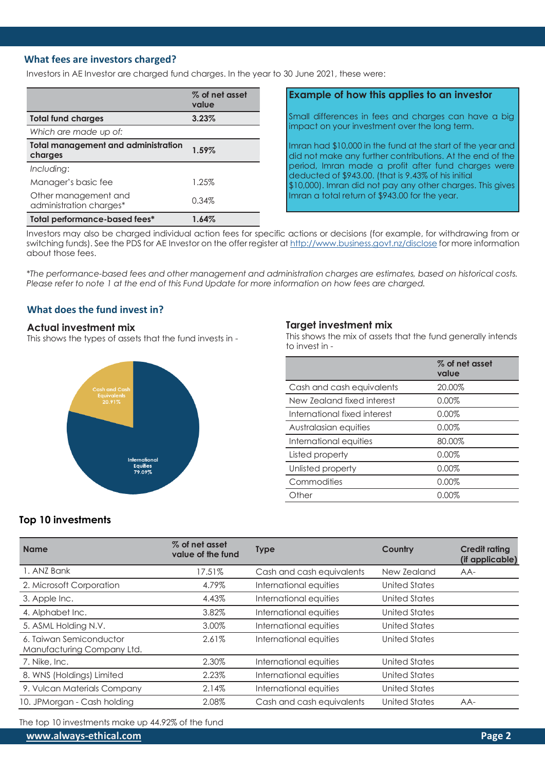## What fees are investors charged?

Investors in AE Investor are charged fund charges. In the year to 30 June 2021, these were:

| | % of net asset value |
|---|---|
| **Total fund charges** | **3.23%** |
| *Which are made up of:* | |
| **Total management and administration charges** | **1.59%** |
| *Including*: | |
| Manager's basic fee | 1.25% |
| Other management and administration charges* | 0.34% |
| **Total performance-based fees*** | **1.64%** |

### Example of how this applies to an investor

Small differences in fees and charges can have a big impact on your investment over the long term.

Imran had $10,000 in the fund at the start of the year and did not make any further contributions. At the end of the period, Imran made a profit after fund charges were deducted of $943.00. (that is 9.43% of his initial $10,000). Imran did not pay any other charges. This gives Imran a total return of $943.00 for the year.

Investors may also be charged individual action fees for specific actions or decisions (for example, for withdrawing from or switching funds). See the PDS for AE Investor on the offer register at http://www.business.govt.nz/disclose for more information about those fees.

*\*The performance-based fees and other management and administration charges are estimates, based on historical costs. Please refer to note 1 at the end of this Fund Update for more information on how fees are charged.*

## What does the fund invest in?

### Actual investment mix

This shows the types of assets that the fund invests in -

Cash and Cash Equivalents 20.91%

International Equities 79.09%

### Target investment mix

This shows the mix of assets that the fund generally intends to invest in -

| | % of net asset value |
|---|---|
| Cash and cash equivalents | 20.00% |
| New Zealand fixed interest | 0.00% |
| International fixed interest | 0.00% |
| Australasian equities | 0.00% |
| International equities | 80.00% |
| Listed property | 0.00% |
| Unlisted property | 0.00% |
| Commodities | 0.00% |
| Other | 0.00% |

### Top 10 investments

| Name | % of net asset value of the fund | Type | Country | Credit rating (if applicable) |
|---|---|---|---|---|
| 1. ANZ Bank | 17.51% | Cash and cash equivalents | New Zealand | AA- |
| 2. Microsoft Corporation | 4.79% | International equities | United States | |
| 3. Apple Inc. | 4.43% | International equities | United States | |
| 4. Alphabet Inc. | 3.82% | International equities | United States | |
| 5. ASML Holding N.V. | 3.00% | International equities | United States | |
| 6. Taiwan Semiconductor Manufacturing Company Ltd. | 2.61% | International equities | United States | |
| 7. Nike, Inc. | 2.30% | International equities | United States | |
| 8. WNS (Holdings) Limited | 2.23% | International equities | United States | |
| 9. Vulcan Materials Company | 2.14% | International equities | United States | |
| 10. JPMorgan - Cash holding | 2.08% | Cash and cash equivalents | United States | AA- |

The top 10 investments make up 44.92% of the fund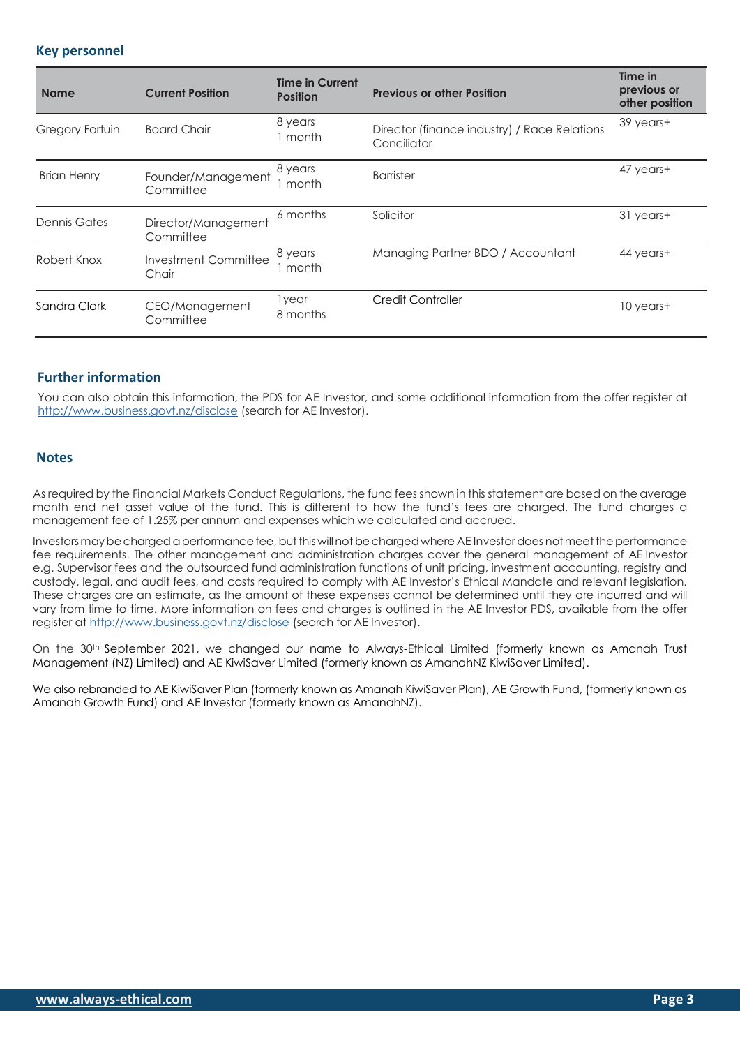## Key personnel

| Name | Current Position | Time in Current Position | Previous or other Position | Time in previous or other position |
|---|---|---|---|---|
| Gregory Fortuin | Board Chair | 8 years 1 month | Director (finance industry) / Race Relations Conciliator | 39 years+ |
| Brian Henry | Founder/Management Committee | 8 years 1 month | Barrister | 47 years+ |
| Dennis Gates | Director/Management Committee | 6 months | Solicitor | 31 years+ |
| Robert Knox | Investment Committee Chair | 8 years 1 month | Managing Partner BDO / Accountant | 44 years+ |
| Sandra Clark | CEO/Management Committee | 1year 8 months | Credit Controller | 10 years+ |

## Further information

You can also obtain this information, the PDS for AE Investor, and some additional information from the offer register at http://www.business.govt.nz/disclose (search for AE Investor).

## Notes

As required by the Financial Markets Conduct Regulations, the fund fees shown in this statement are based on the average month end net asset value of the fund. This is different to how the fund's fees are charged. The fund charges a management fee of 1.25% per annum and expenses which we calculated and accrued.

Investors may be charged a performance fee, but this will not be charged where AE Investor does not meet the performance fee requirements. The other management and administration charges cover the general management of AE Investor e.g. Supervisor fees and the outsourced fund administration functions of unit pricing, investment accounting, registry and custody, legal, and audit fees, and costs required to comply with AE Investor's Ethical Mandate and relevant legislation. These charges are an estimate, as the amount of these expenses cannot be determined until they are incurred and will vary from time to time. More information on fees and charges is outlined in the AE Investor PDS, available from the offer register at http://www.business.govt.nz/disclose (search for AE Investor).

On the 30th September 2021, we changed our name to Always-Ethical Limited (formerly known as Amanah Trust Management (NZ) Limited) and AE KiwiSaver Limited (formerly known as AmanahNZ KiwiSaver Limited).

We also rebranded to AE KiwiSaver Plan (formerly known as Amanah KiwiSaver Plan), AE Growth Fund, (formerly known as Amanah Growth Fund) and AE Investor (formerly known as AmanahNZ).